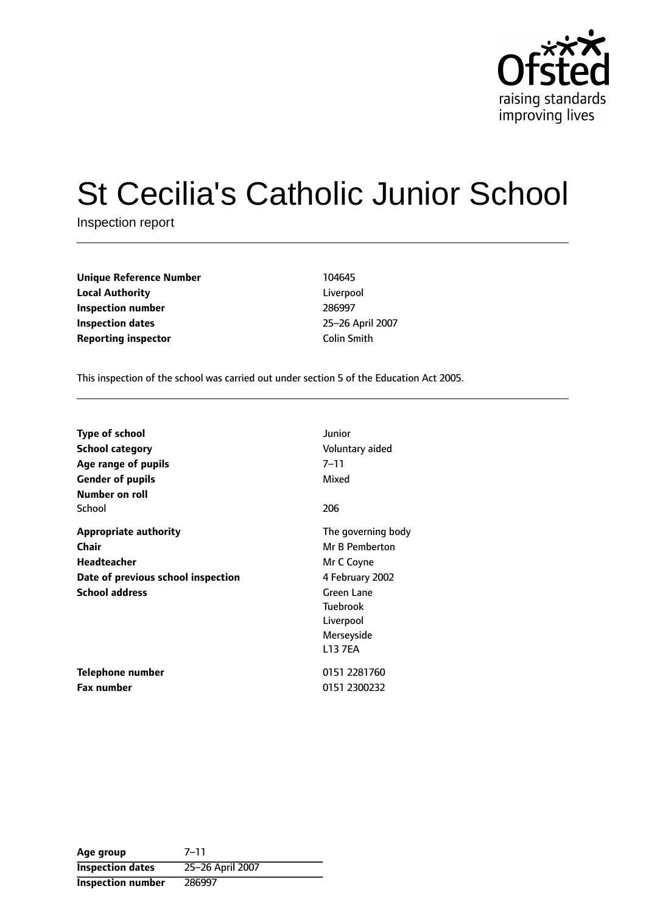Ofsted
raising standards
improving lives

# St Cecilia's Catholic Junior School

Inspection report

| | |
|---|---|
| **Unique Reference Number** | 104645 |
| **Local Authority** | Liverpool |
| **Inspection number** | 286997 |
| **Inspection dates** | 25–26 April 2007 |
| **Reporting inspector** | Colin Smith |

This inspection of the school was carried out under section 5 of the Education Act 2005.

| | |
|---|---|
| **Type of school** | Junior |
| **School category** | Voluntary aided |
| **Age range of pupils** | 7–11 |
| **Gender of pupils** | Mixed |
| **Number on roll** | |
| School | 206 |
| **Appropriate authority** | The governing body |
| **Chair** | Mr B Pemberton |
| **Headteacher** | Mr C Coyne |
| **Date of previous school inspection** | 4 February 2002 |
| **School address** | Green Lane<br>Tuebrook<br>Liverpool<br>Merseyside<br>L13 7EA |
| **Telephone number** | 0151 2281760 |
| **Fax number** | 0151 2300232 |

| | |
|---|---|
| **Age group** | 7–11 |
| **Inspection dates** | 25–26 April 2007 |
| **Inspection number** | 286997 |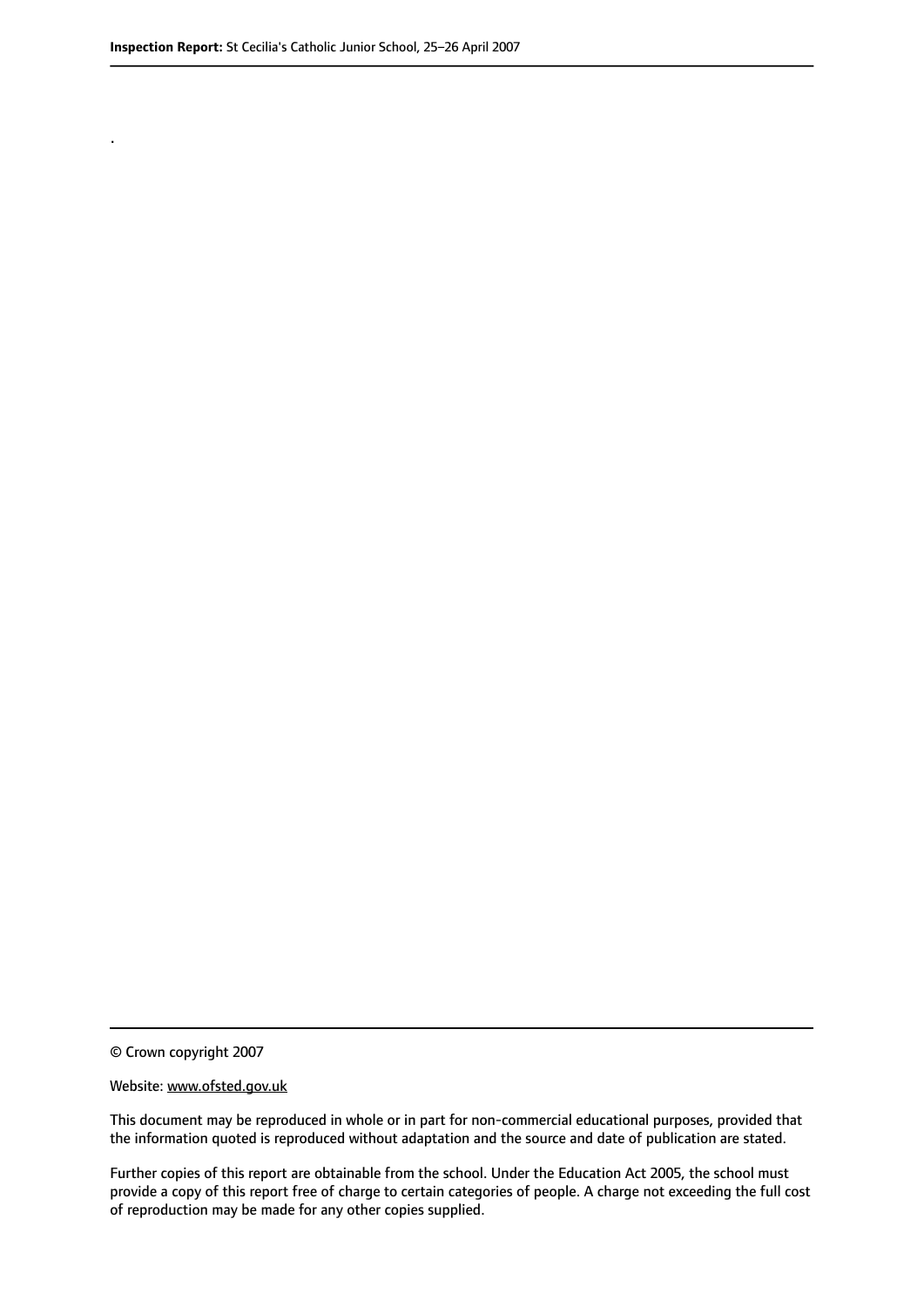.

© Crown copyright 2007

Website: www.ofsted.gov.uk

This document may be reproduced in whole or in part for non-commercial educational purposes, provided that the information quoted is reproduced without adaptation and the source and date of publication are stated.

Further copies of this report are obtainable from the school. Under the Education Act 2005, the school must provide a copy of this report free of charge to certain categories of people. A charge not exceeding the full cost of reproduction may be made for any other copies supplied.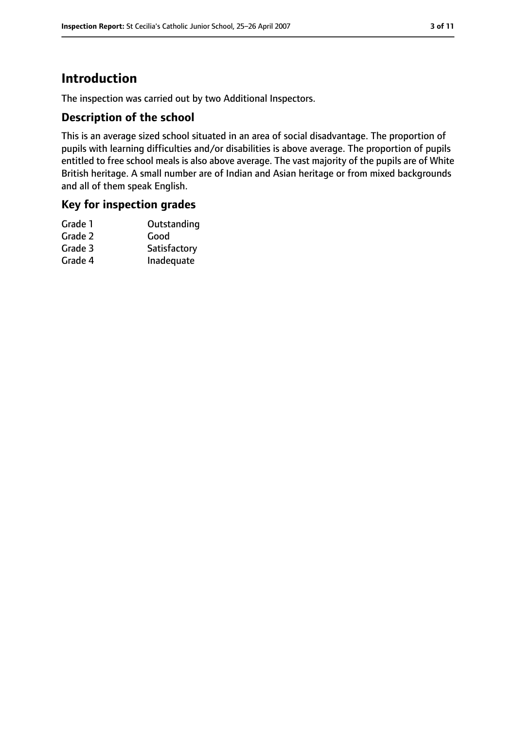# Introduction

The inspection was carried out by two Additional Inspectors.

## Description of the school

This is an average sized school situated in an area of social disadvantage. The proportion of pupils with learning difficulties and/or disabilities is above average. The proportion of pupils entitled to free school meals is also above average. The vast majority of the pupils are of White British heritage. A small number are of Indian and Asian heritage or from mixed backgrounds and all of them speak English.

## Key for inspection grades

| | |
|---|---|
| Grade 1 | Outstanding |
| Grade 2 | Good |
| Grade 3 | Satisfactory |
| Grade 4 | Inadequate |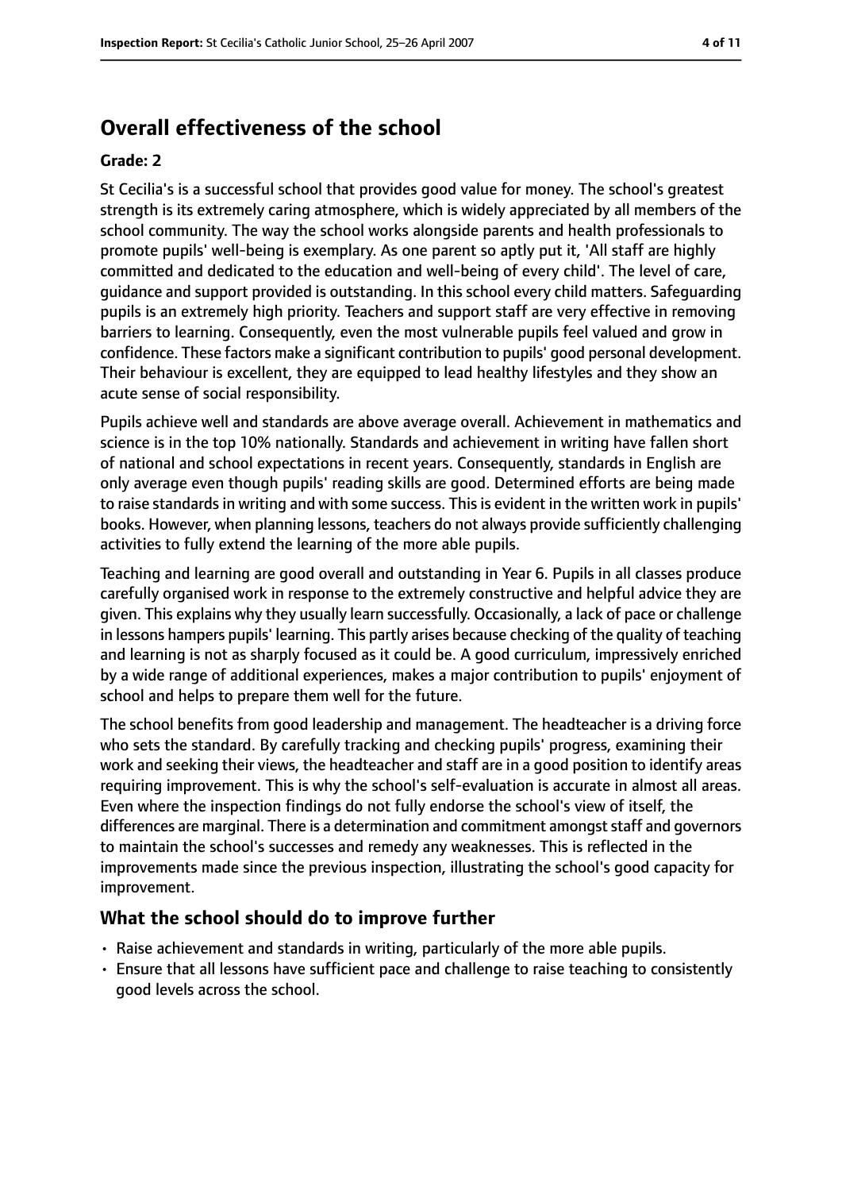# Overall effectiveness of the school

**Grade: 2**

St Cecilia's is a successful school that provides good value for money. The school's greatest strength is its extremely caring atmosphere, which is widely appreciated by all members of the school community. The way the school works alongside parents and health professionals to promote pupils' well-being is exemplary. As one parent so aptly put it, 'All staff are highly committed and dedicated to the education and well-being of every child'. The level of care, guidance and support provided is outstanding. In this school every child matters. Safeguarding pupils is an extremely high priority. Teachers and support staff are very effective in removing barriers to learning. Consequently, even the most vulnerable pupils feel valued and grow in confidence. These factors make a significant contribution to pupils' good personal development. Their behaviour is excellent, they are equipped to lead healthy lifestyles and they show an acute sense of social responsibility.

Pupils achieve well and standards are above average overall. Achievement in mathematics and science is in the top 10% nationally. Standards and achievement in writing have fallen short of national and school expectations in recent years. Consequently, standards in English are only average even though pupils' reading skills are good. Determined efforts are being made to raise standards in writing and with some success. This is evident in the written work in pupils' books. However, when planning lessons, teachers do not always provide sufficiently challenging activities to fully extend the learning of the more able pupils.

Teaching and learning are good overall and outstanding in Year 6. Pupils in all classes produce carefully organised work in response to the extremely constructive and helpful advice they are given. This explains why they usually learn successfully. Occasionally, a lack of pace or challenge in lessons hampers pupils' learning. This partly arises because checking of the quality of teaching and learning is not as sharply focused as it could be. A good curriculum, impressively enriched by a wide range of additional experiences, makes a major contribution to pupils' enjoyment of school and helps to prepare them well for the future.

The school benefits from good leadership and management. The headteacher is a driving force who sets the standard. By carefully tracking and checking pupils' progress, examining their work and seeking their views, the headteacher and staff are in a good position to identify areas requiring improvement. This is why the school's self-evaluation is accurate in almost all areas. Even where the inspection findings do not fully endorse the school's view of itself, the differences are marginal. There is a determination and commitment amongst staff and governors to maintain the school's successes and remedy any weaknesses. This is reflected in the improvements made since the previous inspection, illustrating the school's good capacity for improvement.

## What the school should do to improve further

- Raise achievement and standards in writing, particularly of the more able pupils.
- Ensure that all lessons have sufficient pace and challenge to raise teaching to consistently good levels across the school.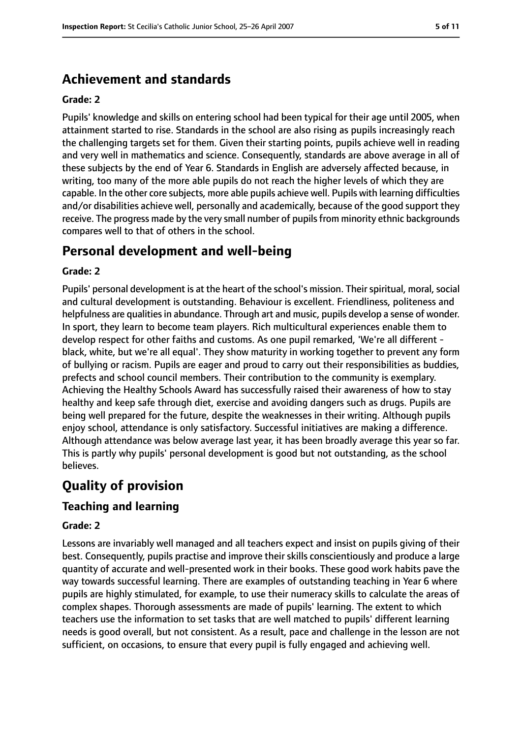## Achievement and standards

**Grade: 2**

Pupils' knowledge and skills on entering school had been typical for their age until 2005, when attainment started to rise. Standards in the school are also rising as pupils increasingly reach the challenging targets set for them. Given their starting points, pupils achieve well in reading and very well in mathematics and science. Consequently, standards are above average in all of these subjects by the end of Year 6. Standards in English are adversely affected because, in writing, too many of the more able pupils do not reach the higher levels of which they are capable. In the other core subjects, more able pupils achieve well. Pupils with learning difficulties and/or disabilities achieve well, personally and academically, because of the good support they receive. The progress made by the very small number of pupils from minority ethnic backgrounds compares well to that of others in the school.

## Personal development and well-being

**Grade: 2**

Pupils' personal development is at the heart of the school's mission. Their spiritual, moral, social and cultural development is outstanding. Behaviour is excellent. Friendliness, politeness and helpfulness are qualities in abundance. Through art and music, pupils develop a sense of wonder. In sport, they learn to become team players. Rich multicultural experiences enable them to develop respect for other faiths and customs. As one pupil remarked, 'We're all different - black, white, but we're all equal'. They show maturity in working together to prevent any form of bullying or racism. Pupils are eager and proud to carry out their responsibilities as buddies, prefects and school council members. Their contribution to the community is exemplary. Achieving the Healthy Schools Award has successfully raised their awareness of how to stay healthy and keep safe through diet, exercise and avoiding dangers such as drugs. Pupils are being well prepared for the future, despite the weaknesses in their writing. Although pupils enjoy school, attendance is only satisfactory. Successful initiatives are making a difference. Although attendance was below average last year, it has been broadly average this year so far. This is partly why pupils' personal development is good but not outstanding, as the school believes.

# Quality of provision

## Teaching and learning

**Grade: 2**

Lessons are invariably well managed and all teachers expect and insist on pupils giving of their best. Consequently, pupils practise and improve their skills conscientiously and produce a large quantity of accurate and well-presented work in their books. These good work habits pave the way towards successful learning. There are examples of outstanding teaching in Year 6 where pupils are highly stimulated, for example, to use their numeracy skills to calculate the areas of complex shapes. Thorough assessments are made of pupils' learning. The extent to which teachers use the information to set tasks that are well matched to pupils' different learning needs is good overall, but not consistent. As a result, pace and challenge in the lesson are not sufficient, on occasions, to ensure that every pupil is fully engaged and achieving well.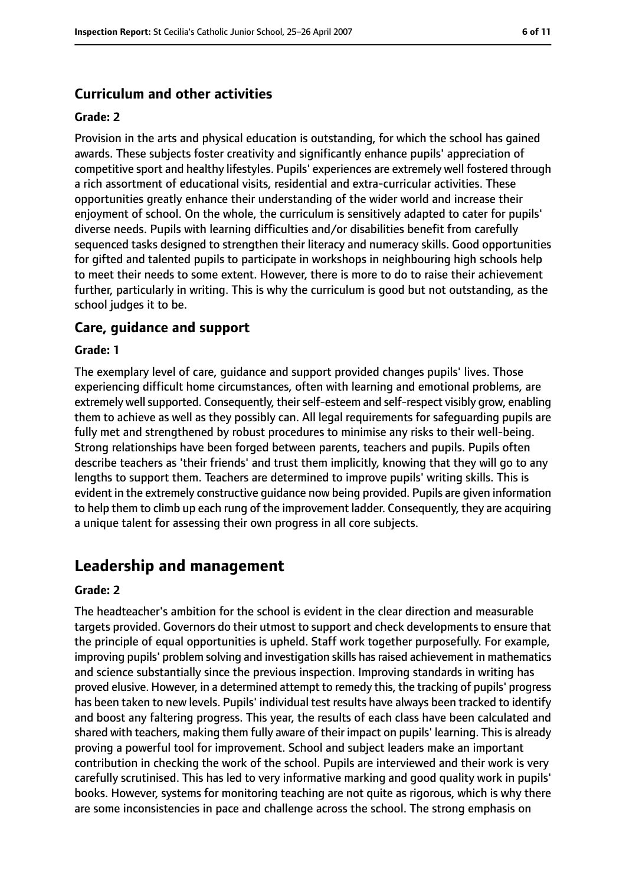### Curriculum and other activities

#### Grade: 2

Provision in the arts and physical education is outstanding, for which the school has gained awards. These subjects foster creativity and significantly enhance pupils' appreciation of competitive sport and healthy lifestyles. Pupils' experiences are extremely well fostered through a rich assortment of educational visits, residential and extra-curricular activities. These opportunities greatly enhance their understanding of the wider world and increase their enjoyment of school. On the whole, the curriculum is sensitively adapted to cater for pupils' diverse needs. Pupils with learning difficulties and/or disabilities benefit from carefully sequenced tasks designed to strengthen their literacy and numeracy skills. Good opportunities for gifted and talented pupils to participate in workshops in neighbouring high schools help to meet their needs to some extent. However, there is more to do to raise their achievement further, particularly in writing. This is why the curriculum is good but not outstanding, as the school judges it to be.

### Care, guidance and support

#### Grade: 1

The exemplary level of care, guidance and support provided changes pupils' lives. Those experiencing difficult home circumstances, often with learning and emotional problems, are extremely well supported. Consequently, their self-esteem and self-respect visibly grow, enabling them to achieve as well as they possibly can. All legal requirements for safeguarding pupils are fully met and strengthened by robust procedures to minimise any risks to their well-being. Strong relationships have been forged between parents, teachers and pupils. Pupils often describe teachers as 'their friends' and trust them implicitly, knowing that they will go to any lengths to support them. Teachers are determined to improve pupils' writing skills. This is evident in the extremely constructive guidance now being provided. Pupils are given information to help them to climb up each rung of the improvement ladder. Consequently, they are acquiring a unique talent for assessing their own progress in all core subjects.

## Leadership and management

#### Grade: 2

The headteacher's ambition for the school is evident in the clear direction and measurable targets provided. Governors do their utmost to support and check developments to ensure that the principle of equal opportunities is upheld. Staff work together purposefully. For example, improving pupils' problem solving and investigation skills has raised achievement in mathematics and science substantially since the previous inspection. Improving standards in writing has proved elusive. However, in a determined attempt to remedy this, the tracking of pupils' progress has been taken to new levels. Pupils' individual test results have always been tracked to identify and boost any faltering progress. This year, the results of each class have been calculated and shared with teachers, making them fully aware of their impact on pupils' learning. This is already proving a powerful tool for improvement. School and subject leaders make an important contribution in checking the work of the school. Pupils are interviewed and their work is very carefully scrutinised. This has led to very informative marking and good quality work in pupils' books. However, systems for monitoring teaching are not quite as rigorous, which is why there are some inconsistencies in pace and challenge across the school. The strong emphasis on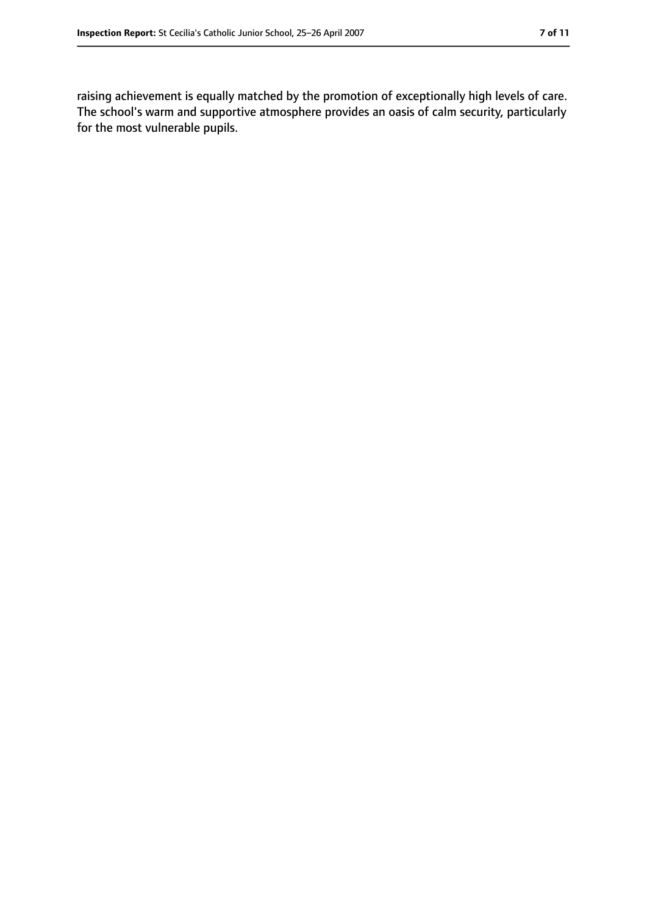raising achievement is equally matched by the promotion of exceptionally high levels of care. The school's warm and supportive atmosphere provides an oasis of calm security, particularly for the most vulnerable pupils.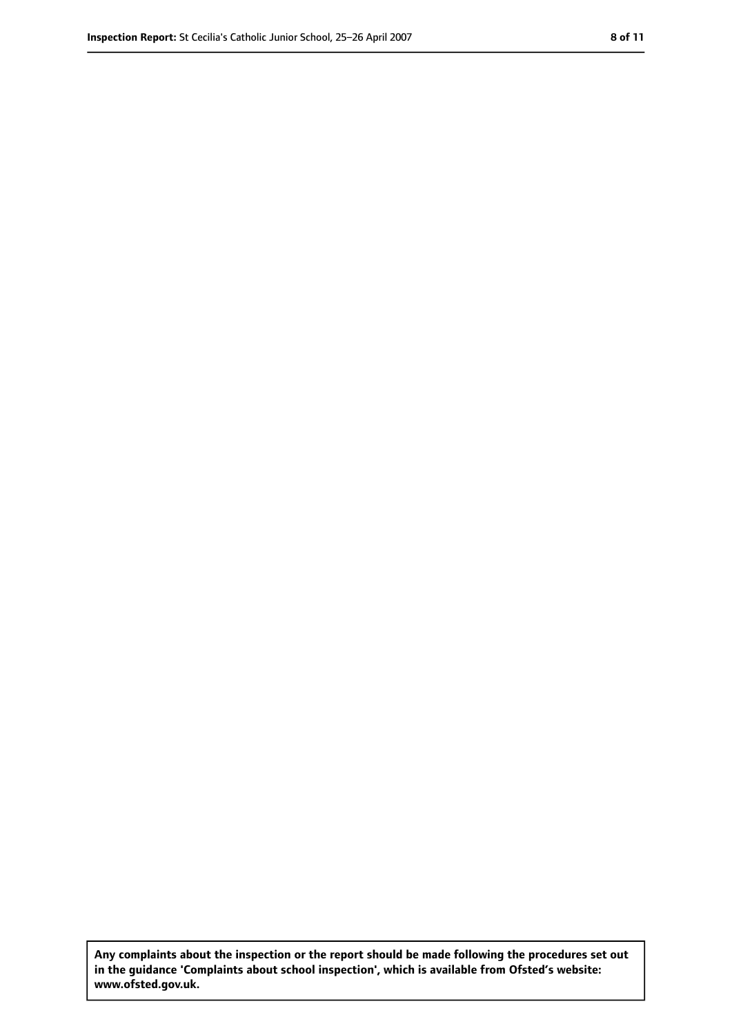**Any complaints about the inspection or the report should be made following the procedures set out in the guidance 'Complaints about school inspection', which is available from Ofsted's website: www.ofsted.gov.uk.**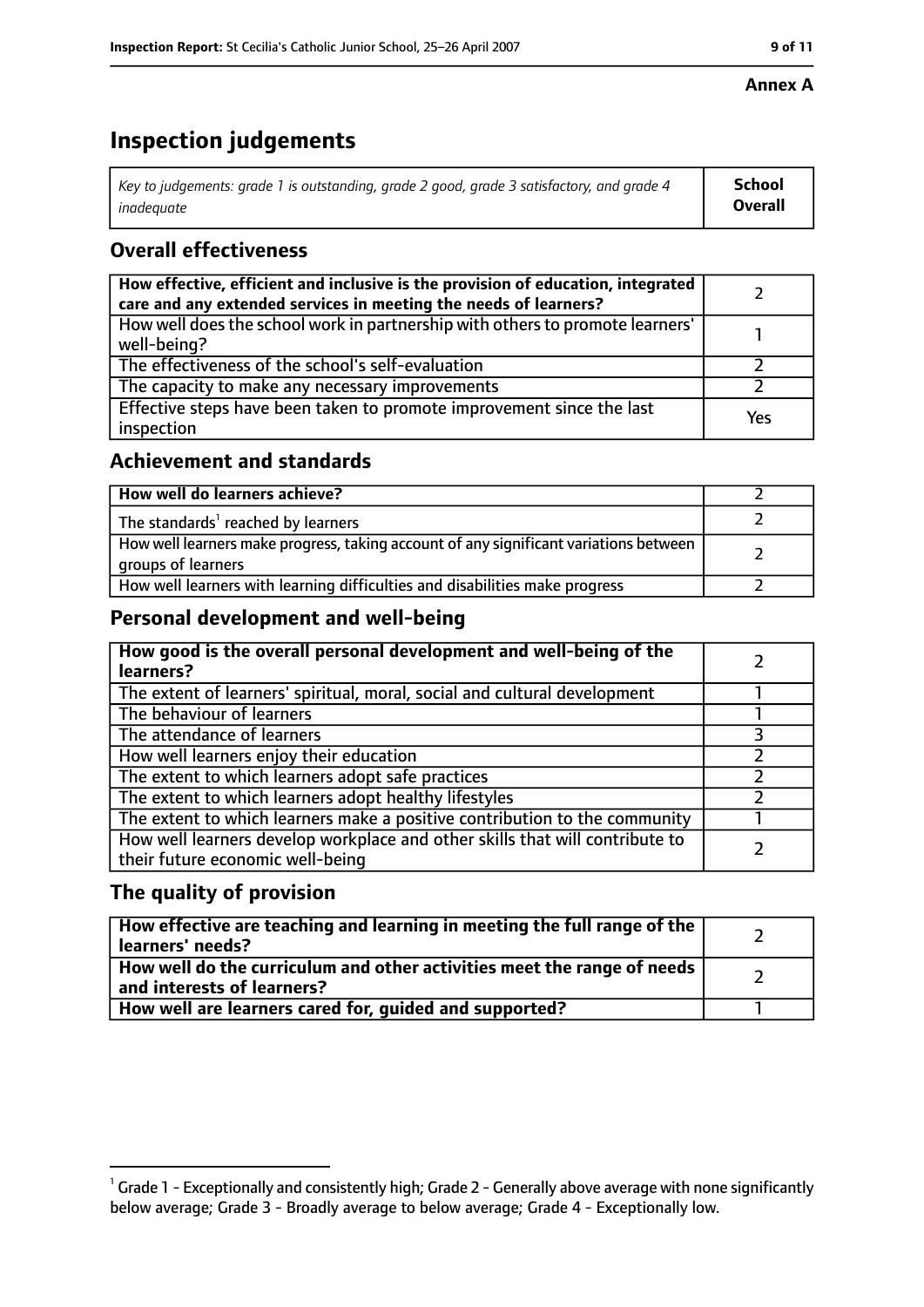**Annex A**

# Inspection judgements

| *Key to judgements: grade 1 is outstanding, grade 2 good, grade 3 satisfactory, and grade 4 inadequate* | **School Overall** |
|---|---|

## Overall effectiveness

| | |
|---|---|
| **How effective, efficient and inclusive is the provision of education, integrated care and any extended services in meeting the needs of learners?** | 2 |
| How well does the school work in partnership with others to promote learners' well-being? | 1 |
| The effectiveness of the school's self-evaluation | 2 |
| The capacity to make any necessary improvements | 2 |
| Effective steps have been taken to promote improvement since the last inspection | Yes |

## Achievement and standards

| | |
|---|---|
| **How well do learners achieve?** | 2 |
| The standards[1] reached by learners | 2 |
| How well learners make progress, taking account of any significant variations between groups of learners | 2 |
| How well learners with learning difficulties and disabilities make progress | 2 |

## Personal development and well-being

| | |
|---|---|
| **How good is the overall personal development and well-being of the learners?** | 2 |
| The extent of learners' spiritual, moral, social and cultural development | 1 |
| The behaviour of learners | 1 |
| The attendance of learners | 3 |
| How well learners enjoy their education | 2 |
| The extent to which learners adopt safe practices | 2 |
| The extent to which learners adopt healthy lifestyles | 2 |
| The extent to which learners make a positive contribution to the community | 1 |
| How well learners develop workplace and other skills that will contribute to their future economic well-being | 2 |

## The quality of provision

| | |
|---|---|
| **How effective are teaching and learning in meeting the full range of the learners' needs?** | 2 |
| **How well do the curriculum and other activities meet the range of needs and interests of learners?** | 2 |
| **How well are learners cared for, guided and supported?** | 1 |

[1] Grade 1 - Exceptionally and consistently high; Grade 2 - Generally above average with none significantly below average; Grade 3 - Broadly average to below average; Grade 4 - Exceptionally low.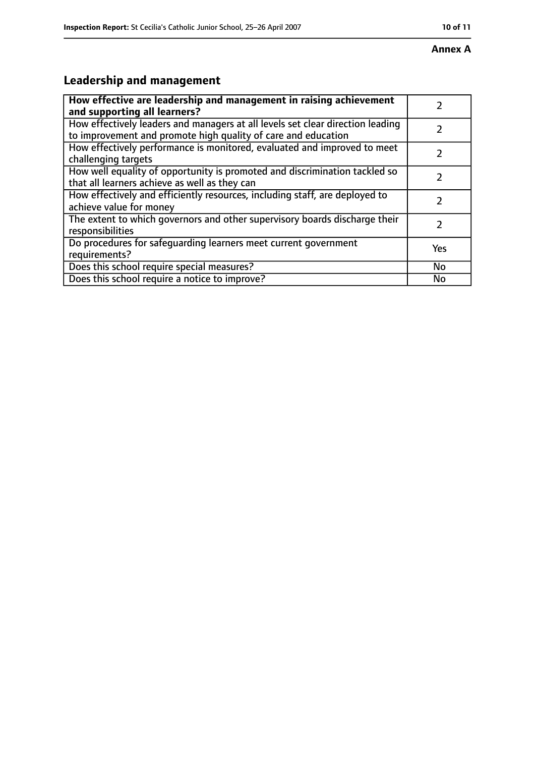**Annex A**

## Leadership and management

| How effective are leadership and management in raising achievement and supporting all learners? | 2 |
| --- | --- |
| How effectively leaders and managers at all levels set clear direction leading to improvement and promote high quality of care and education | 2 |
| How effectively performance is monitored, evaluated and improved to meet challenging targets | 2 |
| How well equality of opportunity is promoted and discrimination tackled so that all learners achieve as well as they can | 2 |
| How effectively and efficiently resources, including staff, are deployed to achieve value for money | 2 |
| The extent to which governors and other supervisory boards discharge their responsibilities | 2 |
| Do procedures for safeguarding learners meet current government requirements? | Yes |
| Does this school require special measures? | No |
| Does this school require a notice to improve? | No |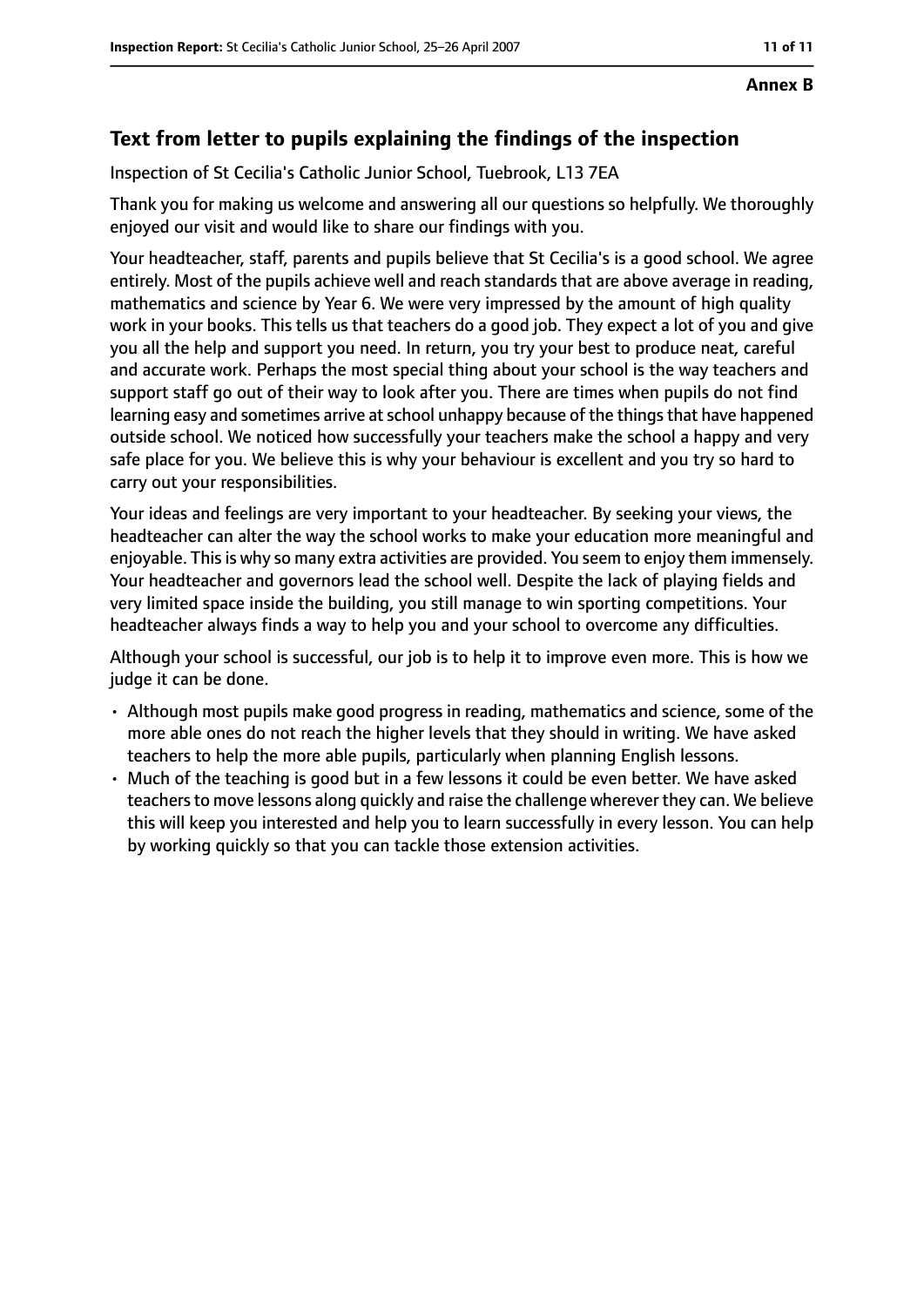**Annex B**

## Text from letter to pupils explaining the findings of the inspection

Inspection of St Cecilia's Catholic Junior School, Tuebrook, L13 7EA

Thank you for making us welcome and answering all our questions so helpfully. We thoroughly enjoyed our visit and would like to share our findings with you.

Your headteacher, staff, parents and pupils believe that St Cecilia's is a good school. We agree entirely. Most of the pupils achieve well and reach standards that are above average in reading, mathematics and science by Year 6. We were very impressed by the amount of high quality work in your books. This tells us that teachers do a good job. They expect a lot of you and give you all the help and support you need. In return, you try your best to produce neat, careful and accurate work. Perhaps the most special thing about your school is the way teachers and support staff go out of their way to look after you. There are times when pupils do not find learning easy and sometimes arrive at school unhappy because of the things that have happened outside school. We noticed how successfully your teachers make the school a happy and very safe place for you. We believe this is why your behaviour is excellent and you try so hard to carry out your responsibilities.

Your ideas and feelings are very important to your headteacher. By seeking your views, the headteacher can alter the way the school works to make your education more meaningful and enjoyable. This is why so many extra activities are provided. You seem to enjoy them immensely. Your headteacher and governors lead the school well. Despite the lack of playing fields and very limited space inside the building, you still manage to win sporting competitions. Your headteacher always finds a way to help you and your school to overcome any difficulties.

Although your school is successful, our job is to help it to improve even more. This is how we judge it can be done.

- Although most pupils make good progress in reading, mathematics and science, some of the more able ones do not reach the higher levels that they should in writing. We have asked teachers to help the more able pupils, particularly when planning English lessons.
- Much of the teaching is good but in a few lessons it could be even better. We have asked teachers to move lessons along quickly and raise the challenge wherever they can. We believe this will keep you interested and help you to learn successfully in every lesson. You can help by working quickly so that you can tackle those extension activities.